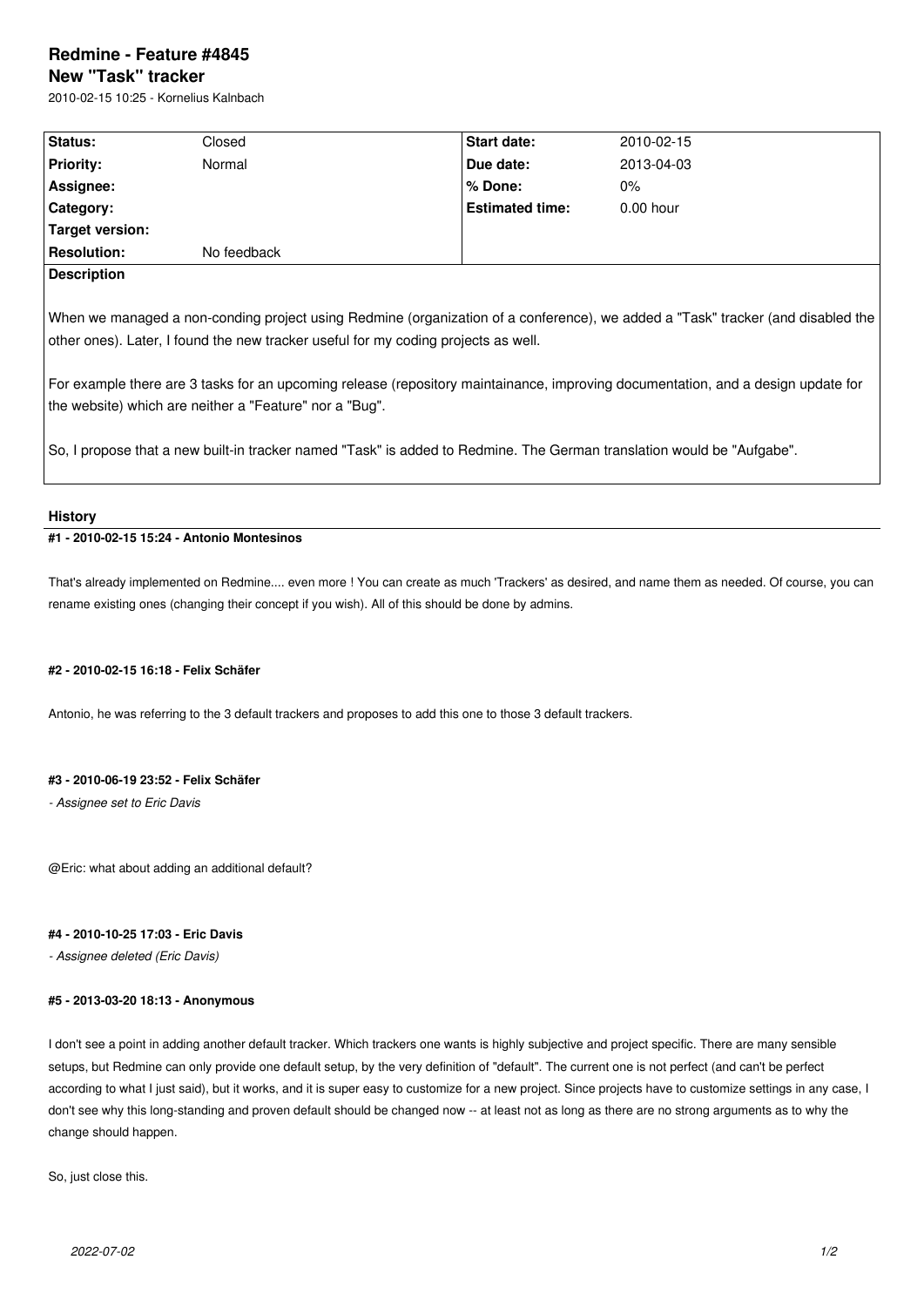# Redmine - Feature #4845

## New "Task" tracker

2010-02-15 10:25 - Kornelius Kalnbach

| Status: | Closed | Start date: | 2010-02-15 |
|---|---|---|---|
| Priority: | Normal | Due date: | 2013-04-03 |
| Assignee: | | % Done: | 0% |
| Category: | | Estimated time: | 0.00 hour |
| Target version: | | | |
| Resolution: | No feedback | | |

**Description**

When we managed a non-conding project using Redmine (organization of a conference), we added a "Task" tracker (and disabled the other ones). Later, I found the new tracker useful for my coding projects as well.

For example there are 3 tasks for an upcoming release (repository maintainance, improving documentation, and a design update for the website) which are neither a "Feature" nor a "Bug".

So, I propose that a new built-in tracker named "Task" is added to Redmine. The German translation would be "Aufgabe".

## History

### #1 - 2010-02-15 15:24 - Antonio Montesinos

That's already implemented on Redmine.... even more ! You can create as much 'Trackers' as desired, and name them as needed. Of course, you can rename existing ones (changing their concept if you wish). All of this should be done by admins.

### #2 - 2010-02-15 16:18 - Felix Schäfer

Antonio, he was referring to the 3 default trackers and proposes to add this one to those 3 default trackers.

### #3 - 2010-06-19 23:52 - Felix Schäfer

*- Assignee set to Eric Davis*

@Eric: what about adding an additional default?

### #4 - 2010-10-25 17:03 - Eric Davis

*- Assignee deleted (Eric Davis)*

### #5 - 2013-03-20 18:13 - Anonymous

I don't see a point in adding another default tracker. Which trackers one wants is highly subjective and project specific. There are many sensible setups, but Redmine can only provide one default setup, by the very definition of "default". The current one is not perfect (and can't be perfect according to what I just said), but it works, and it is super easy to customize for a new project. Since projects have to customize settings in any case, I don't see why this long-standing and proven default should be changed now -- at least not as long as there are no strong arguments as to why the change should happen.

So, just close this.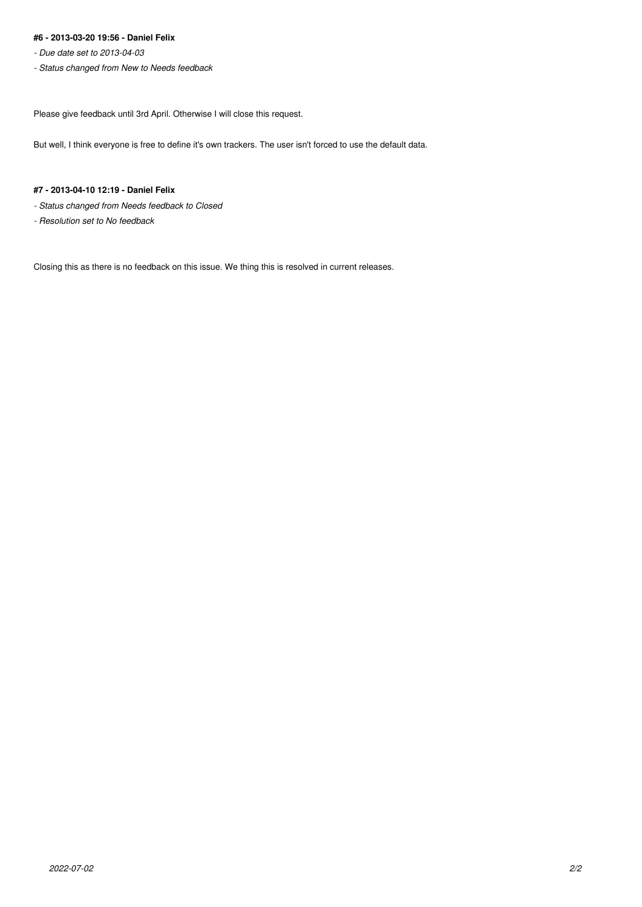#### #6 - 2013-03-20 19:56 - Daniel Felix

- *Due date set to 2013-04-03*
- *Status changed from New to Needs feedback*

Please give feedback until 3rd April. Otherwise I will close this request.

But well, I think everyone is free to define it's own trackers. The user isn't forced to use the default data.

#### #7 - 2013-04-10 12:19 - Daniel Felix

- *Status changed from Needs feedback to Closed*
- *Resolution set to No feedback*

Closing this as there is no feedback on this issue. We thing this is resolved in current releases.